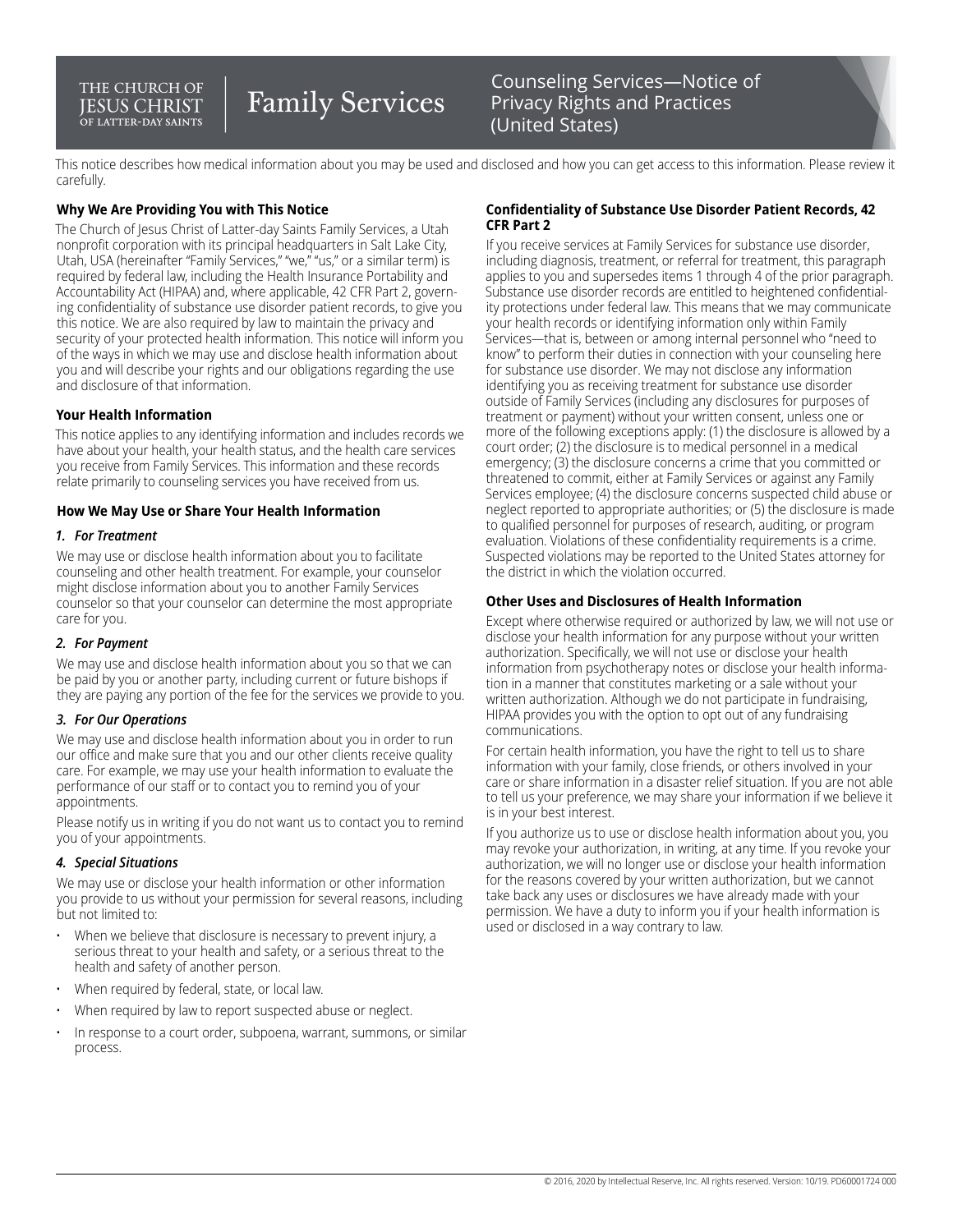THE CHURCH OF JESUS CHRIST OF LATTER-DAY SAINTS

# Family Services

## Counseling Services—Notice of Privacy Rights and Practices (United States)

This notice describes how medical information about you may be used and disclosed and how you can get access to this information. Please review it carefully.

### Why We Are Providing You with This Notice

The Church of Jesus Christ of Latter-day Saints Family Services, a Utah nonprofit corporation with its principal headquarters in Salt Lake City, Utah, USA (hereinafter "Family Services," "we," "us," or a similar term) is required by federal law, including the Health Insurance Portability and Accountability Act (HIPAA) and, where applicable, 42 CFR Part 2, governing confidentiality of substance use disorder patient records, to give you this notice. We are also required by law to maintain the privacy and security of your protected health information. This notice will inform you of the ways in which we may use and disclose health information about you and will describe your rights and our obligations regarding the use and disclosure of that information.

### Your Health Information

This notice applies to any identifying information and includes records we have about your health, your health status, and the health care services you receive from Family Services. This information and these records relate primarily to counseling services you have received from us.

### How We May Use or Share Your Health Information

***1. For Treatment***

We may use or disclose health information about you to facilitate counseling and other health treatment. For example, your counselor might disclose information about you to another Family Services counselor so that your counselor can determine the most appropriate care for you.

***2. For Payment***

We may use and disclose health information about you so that we can be paid by you or another party, including current or future bishops if they are paying any portion of the fee for the services we provide to you.

***3. For Our Operations***

We may use and disclose health information about you in order to run our office and make sure that you and our other clients receive quality care. For example, we may use your health information to evaluate the performance of our staff or to contact you to remind you of your appointments.

Please notify us in writing if you do not want us to contact you to remind you of your appointments.

***4. Special Situations***

We may use or disclose your health information or other information you provide to us without your permission for several reasons, including but not limited to:

- When we believe that disclosure is necessary to prevent injury, a serious threat to your health and safety, or a serious threat to the health and safety of another person.
- When required by federal, state, or local law.
- When required by law to report suspected abuse or neglect.
- In response to a court order, subpoena, warrant, summons, or similar process.

### Confidentiality of Substance Use Disorder Patient Records, 42 CFR Part 2

If you receive services at Family Services for substance use disorder, including diagnosis, treatment, or referral for treatment, this paragraph applies to you and supersedes items 1 through 4 of the prior paragraph. Substance use disorder records are entitled to heightened confidentiality protections under federal law. This means that we may communicate your health records or identifying information only within Family Services—that is, between or among internal personnel who "need to know" to perform their duties in connection with your counseling here for substance use disorder. We may not disclose any information identifying you as receiving treatment for substance use disorder outside of Family Services (including any disclosures for purposes of treatment or payment) without your written consent, unless one or more of the following exceptions apply: (1) the disclosure is allowed by a court order; (2) the disclosure is to medical personnel in a medical emergency; (3) the disclosure concerns a crime that you committed or threatened to commit, either at Family Services or against any Family Services employee; (4) the disclosure concerns suspected child abuse or neglect reported to appropriate authorities; or (5) the disclosure is made to qualified personnel for purposes of research, auditing, or program evaluation. Violations of these confidentiality requirements is a crime. Suspected violations may be reported to the United States attorney for the district in which the violation occurred.

### Other Uses and Disclosures of Health Information

Except where otherwise required or authorized by law, we will not use or disclose your health information for any purpose without your written authorization. Specifically, we will not use or disclose your health information from psychotherapy notes or disclose your health information in a manner that constitutes marketing or a sale without your written authorization. Although we do not participate in fundraising, HIPAA provides you with the option to opt out of any fundraising communications.

For certain health information, you have the right to tell us to share information with your family, close friends, or others involved in your care or share information in a disaster relief situation. If you are not able to tell us your preference, we may share your information if we believe it is in your best interest.

If you authorize us to use or disclose health information about you, you may revoke your authorization, in writing, at any time. If you revoke your authorization, we will no longer use or disclose your health information for the reasons covered by your written authorization, but we cannot take back any uses or disclosures we have already made with your permission. We have a duty to inform you if your health information is used or disclosed in a way contrary to law.

© 2016, 2020 by Intellectual Reserve, Inc. All rights reserved. Version: 10/19. PD60001724 000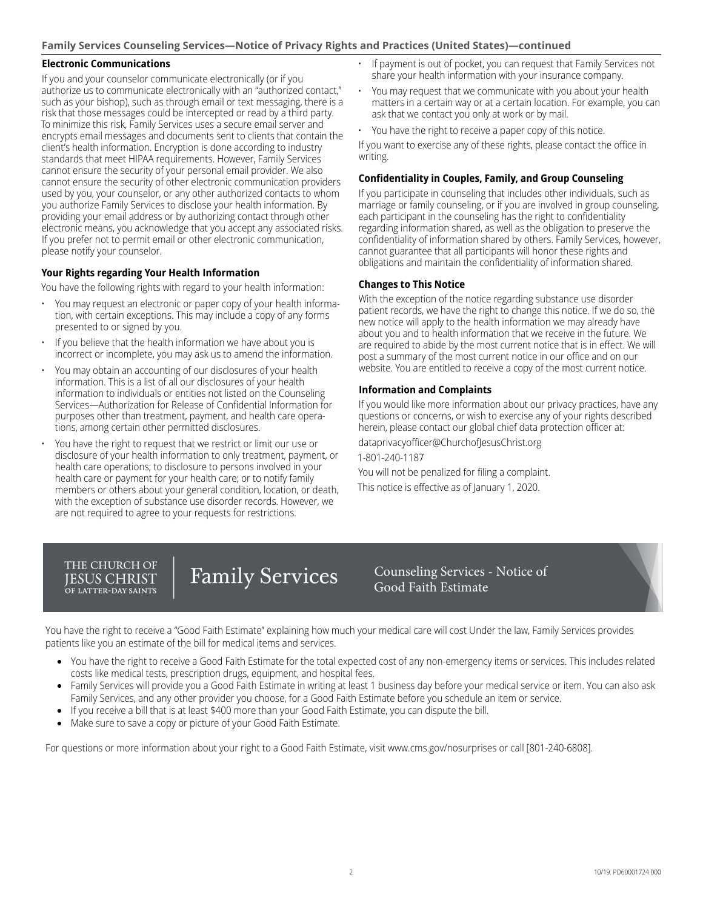## Electronic Communications

If you and your counselor communicate electronically (or if you authorize us to communicate electronically with an "authorized contact," such as your bishop), such as through email or text messaging, there is a risk that those messages could be intercepted or read by a third party. To minimize this risk, Family Services uses a secure email server and encrypts email messages and documents sent to clients that contain the client's health information. Encryption is done according to industry standards that meet HIPAA requirements. However, Family Services cannot ensure the security of your personal email provider. We also cannot ensure the security of other electronic communication providers used by you, your counselor, or any other authorized contacts to whom you authorize Family Services to disclose your health information. By providing your email address or by authorizing contact through other electronic means, you acknowledge that you accept any associated risks. If you prefer not to permit email or other electronic communication, please notify your counselor.

## Your Rights regarding Your Health Information

You have the following rights with regard to your health information:

- You may request an electronic or paper copy of your health information, with certain exceptions. This may include a copy of any forms presented to or signed by you.
- If you believe that the health information we have about you is incorrect or incomplete, you may ask us to amend the information.
- You may obtain an accounting of our disclosures of your health information. This is a list of all our disclosures of your health information to individuals or entities not listed on the Counseling Services—Authorization for Release of Confidential Information for purposes other than treatment, payment, and health care operations, among certain other permitted disclosures.
- You have the right to request that we restrict or limit our use or disclosure of your health information to only treatment, payment, or health care operations; to disclosure to persons involved in your health care or payment for your health care; or to notify family members or others about your general condition, location, or death, with the exception of substance use disorder records. However, we are not required to agree to your requests for restrictions.
- If payment is out of pocket, you can request that Family Services not share your health information with your insurance company.
- You may request that we communicate with you about your health matters in a certain way or at a certain location. For example, you can ask that we contact you only at work or by mail.
- You have the right to receive a paper copy of this notice.

If you want to exercise any of these rights, please contact the office in writing.

## Confidentiality in Couples, Family, and Group Counseling

If you participate in counseling that includes other individuals, such as marriage or family counseling, or if you are involved in group counseling, each participant in the counseling has the right to confidentiality regarding information shared, as well as the obligation to preserve the confidentiality of information shared by others. Family Services, however, cannot guarantee that all participants will honor these rights and obligations and maintain the confidentiality of information shared.

## Changes to This Notice

With the exception of the notice regarding substance use disorder patient records, we have the right to change this notice. If we do so, the new notice will apply to the health information we may already have about you and to health information that we receive in the future. We are required to abide by the most current notice that is in effect. We will post a summary of the most current notice in our office and on our website. You are entitled to receive a copy of the most current notice.

## Information and Complaints

If you would like more information about our privacy practices, have any questions or concerns, or wish to exercise any of your rights described herein, please contact our global chief data protection officer at:

dataprivacyofficer@ChurchofJesusChrist.org

1-801-240-1187

You will not be penalized for filing a complaint.

This notice is effective as of January 1, 2020.

THE CHURCH OF JESUS CHRIST OF LATTER-DAY SAINTS

# Family Services

Counseling Services - Notice of Good Faith Estimate

You have the right to receive a "Good Faith Estimate" explaining how much your medical care will cost Under the law, Family Services provides patients like you an estimate of the bill for medical items and services.

- You have the right to receive a Good Faith Estimate for the total expected cost of any non-emergency items or services. This includes related costs like medical tests, prescription drugs, equipment, and hospital fees.
- Family Services will provide you a Good Faith Estimate in writing at least 1 business day before your medical service or item. You can also ask Family Services, and any other provider you choose, for a Good Faith Estimate before you schedule an item or service.
- If you receive a bill that is at least $400 more than your Good Faith Estimate, you can dispute the bill.
- Make sure to save a copy or picture of your Good Faith Estimate.

For questions or more information about your right to a Good Faith Estimate, visit www.cms.gov/nosurprises or call [801-240-6808].

10/19. PD60001724 000